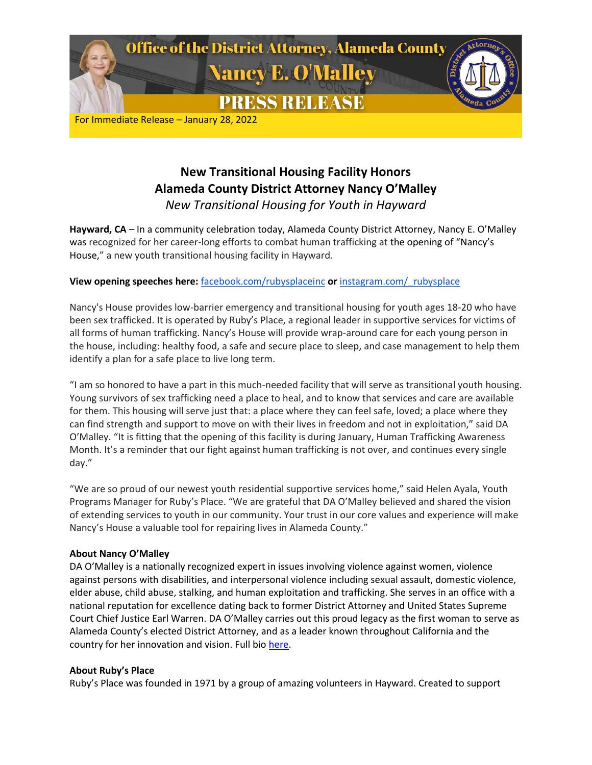Office of the District Attorney, Alameda County

Nancy E. O'Malley

PRESS RELEASE

For Immediate Release – January 28, 2022

## New Transitional Housing Facility Honors Alameda County District Attorney Nancy O'Malley

*New Transitional Housing for Youth in Hayward*

**Hayward, CA** – In a community celebration today, Alameda County District Attorney, Nancy E. O'Malley was recognized for her career-long efforts to combat human trafficking at the opening of "Nancy's House," a new youth transitional housing facility in Hayward.

**View opening speeches here:** facebook.com/rubysplaceinc **or** instagram.com/_rubysplace

Nancy's House provides low-barrier emergency and transitional housing for youth ages 18-20 who have been sex trafficked. It is operated by Ruby's Place, a regional leader in supportive services for victims of all forms of human trafficking. Nancy's House will provide wrap-around care for each young person in the house, including: healthy food, a safe and secure place to sleep, and case management to help them identify a plan for a safe place to live long term.

"I am so honored to have a part in this much-needed facility that will serve as transitional youth housing. Young survivors of sex trafficking need a place to heal, and to know that services and care are available for them. This housing will serve just that: a place where they can feel safe, loved; a place where they can find strength and support to move on with their lives in freedom and not in exploitation," said DA O'Malley. "It is fitting that the opening of this facility is during January, Human Trafficking Awareness Month. It's a reminder that our fight against human trafficking is not over, and continues every single day."

"We are so proud of our newest youth residential supportive services home," said Helen Ayala, Youth Programs Manager for Ruby's Place. "We are grateful that DA O'Malley believed and shared the vision of extending services to youth in our community. Your trust in our core values and experience will make Nancy's House a valuable tool for repairing lives in Alameda County."

### About Nancy O'Malley

DA O'Malley is a nationally recognized expert in issues involving violence against women, violence against persons with disabilities, and interpersonal violence including sexual assault, domestic violence, elder abuse, child abuse, stalking, and human exploitation and trafficking. She serves in an office with a national reputation for excellence dating back to former District Attorney and United States Supreme Court Chief Justice Earl Warren. DA O'Malley carries out this proud legacy as the first woman to serve as Alameda County's elected District Attorney, and as a leader known throughout California and the country for her innovation and vision. Full bio here.

### About Ruby's Place

Ruby's Place was founded in 1971 by a group of amazing volunteers in Hayward. Created to support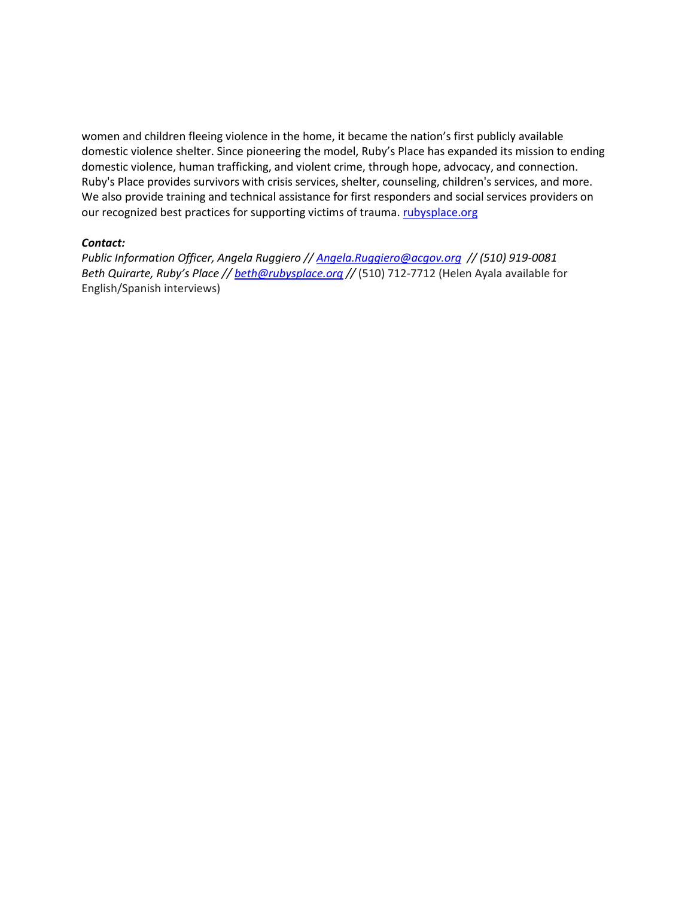women and children fleeing violence in the home, it became the nation's first publicly available domestic violence shelter. Since pioneering the model, Ruby's Place has expanded its mission to ending domestic violence, human trafficking, and violent crime, through hope, advocacy, and connection. Ruby's Place provides survivors with crisis services, shelter, counseling, children's services, and more. We also provide training and technical assistance for first responders and social services providers on our recognized best practices for supporting victims of trauma. [rubysplace.org](rubysplace.org)

***Contact:***

*Public Information Officer, Angela Ruggiero // [Angela.Ruggiero@acgov.org](mailto:Angela.Ruggiero@acgov.org) // (510) 919-0081*
*Beth Quirarte, Ruby's Place // [beth@rubysplace.org](mailto:beth@rubysplace.org) //* (510) 712-7712 (Helen Ayala available for English/Spanish interviews)